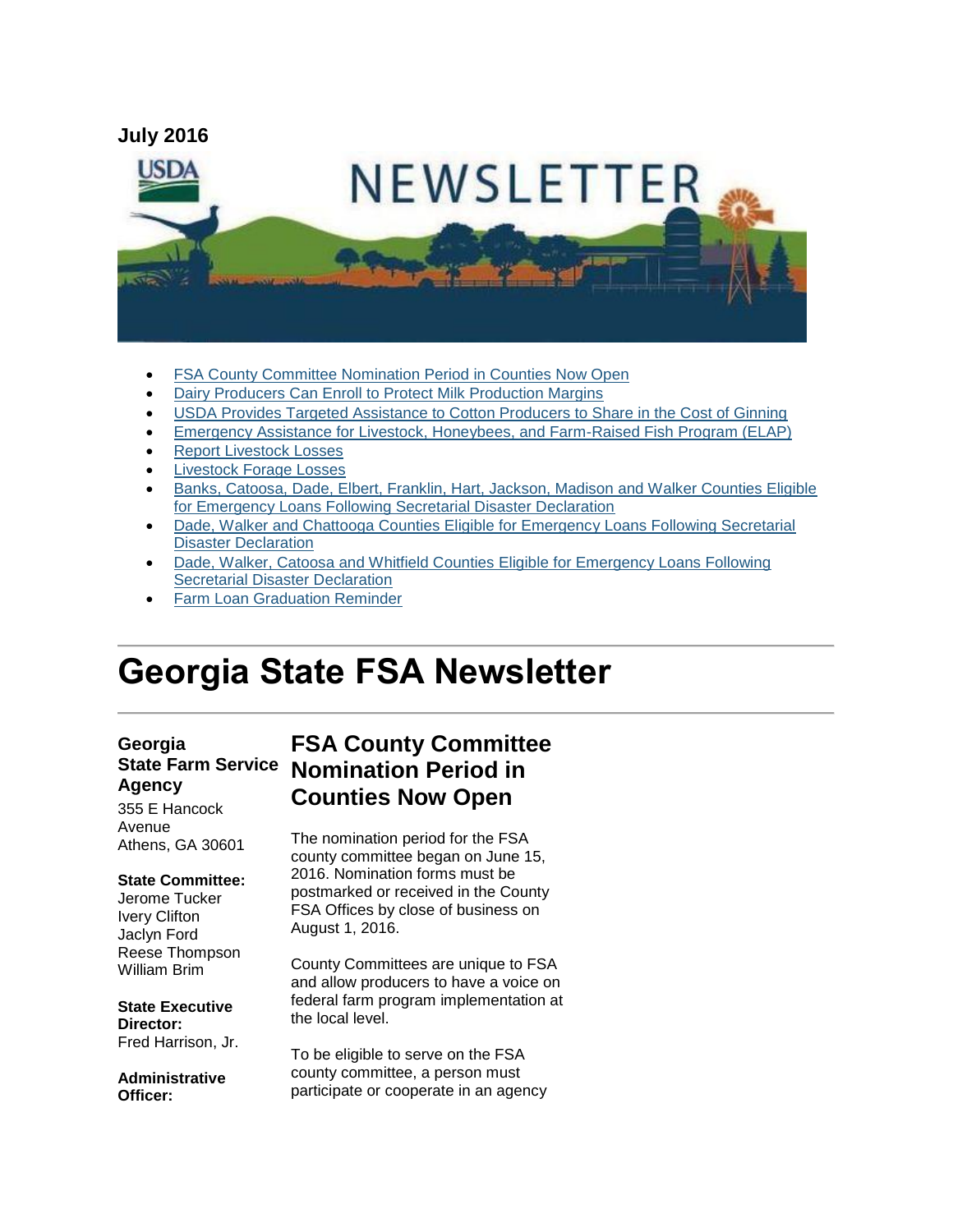**July 2016**

- FSA County Committee Nomination Period in Counties Now Open
- Dairy Producers Can Enroll to Protect Milk Production Margins
- USDA Provides Targeted Assistance to Cotton Producers to Share in the Cost of Ginning
- Emergency Assistance for Livestock, Honeybees, and Farm-Raised Fish Program (ELAP)
- Report Livestock Losses
- Livestock Forage Losses
- Banks, Catoosa, Dade, Elbert, Franklin, Hart, Jackson, Madison and Walker Counties Eligible for Emergency Loans Following Secretarial Disaster Declaration
- Dade, Walker and Chattooga Counties Eligible for Emergency Loans Following Secretarial Disaster Declaration
- Dade, Walker, Catoosa and Whitfield Counties Eligible for Emergency Loans Following Secretarial Disaster Declaration
- Farm Loan Graduation Reminder

# Georgia State FSA Newsletter

**Georgia State Farm Service Agency**
355 E Hancock Avenue
Athens, GA 30601

**State Committee:**
Jerome Tucker
Ivery Clifton
Jaclyn Ford
Reese Thompson
William Brim

**State Executive Director:**
Fred Harrison, Jr.

**Administrative Officer:**

## FSA County Committee Nomination Period in Counties Now Open

The nomination period for the FSA county committee began on June 15, 2016. Nomination forms must be postmarked or received in the County FSA Offices by close of business on August 1, 2016.

County Committees are unique to FSA and allow producers to have a voice on federal farm program implementation at the local level.

To be eligible to serve on the FSA county committee, a person must participate or cooperate in an agency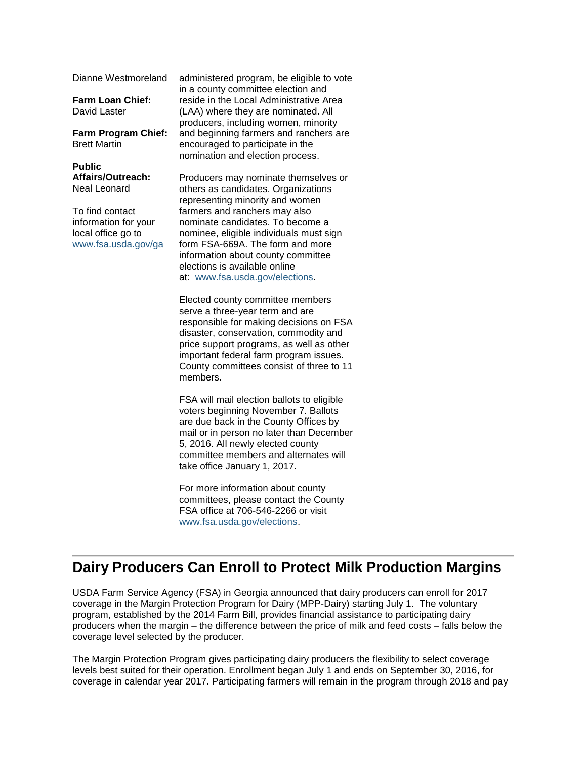Dianne Westmoreland

**Farm Loan Chief:**
David Laster

**Farm Program Chief:**
Brett Martin

**Public Affairs/Outreach:**
Neal Leonard

To find contact information for your local office go to [www.fsa.usda.gov/ga](www.fsa.usda.gov/ga)

administered program, be eligible to vote in a county committee election and reside in the Local Administrative Area (LAA) where they are nominated. All producers, including women, minority and beginning farmers and ranchers are encouraged to participate in the nomination and election process.

Producers may nominate themselves or others as candidates. Organizations representing minority and women farmers and ranchers may also nominate candidates. To become a nominee, eligible individuals must sign form FSA-669A. The form and more information about county committee elections is available online at: [www.fsa.usda.gov/elections](www.fsa.usda.gov/elections).

Elected county committee members serve a three-year term and are responsible for making decisions on FSA disaster, conservation, commodity and price support programs, as well as other important federal farm program issues. County committees consist of three to 11 members.

FSA will mail election ballots to eligible voters beginning November 7. Ballots are due back in the County Offices by mail or in person no later than December 5, 2016. All newly elected county committee members and alternates will take office January 1, 2017.

For more information about county committees, please contact the County FSA office at 706-546-2266 or visit [www.fsa.usda.gov/elections](www.fsa.usda.gov/elections).

## Dairy Producers Can Enroll to Protect Milk Production Margins

USDA Farm Service Agency (FSA) in Georgia announced that dairy producers can enroll for 2017 coverage in the Margin Protection Program for Dairy (MPP-Dairy) starting July 1. The voluntary program, established by the 2014 Farm Bill, provides financial assistance to participating dairy producers when the margin – the difference between the price of milk and feed costs – falls below the coverage level selected by the producer.

The Margin Protection Program gives participating dairy producers the flexibility to select coverage levels best suited for their operation. Enrollment began July 1 and ends on September 30, 2016, for coverage in calendar year 2017. Participating farmers will remain in the program through 2018 and pay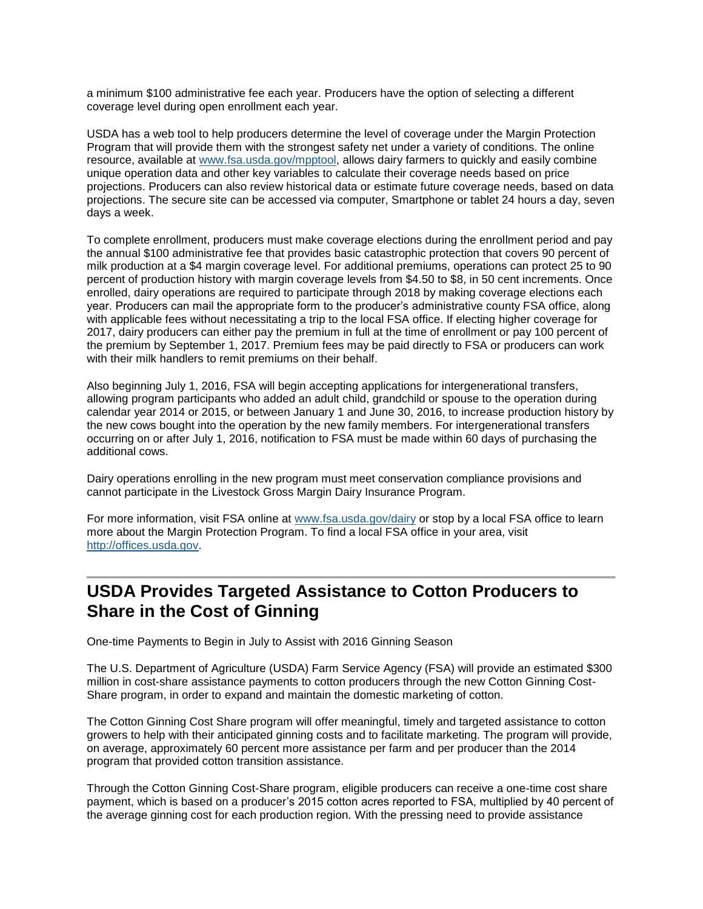a minimum $100 administrative fee each year. Producers have the option of selecting a different coverage level during open enrollment each year.

USDA has a web tool to help producers determine the level of coverage under the Margin Protection Program that will provide them with the strongest safety net under a variety of conditions. The online resource, available at [www.fsa.usda.gov/mpptool](www.fsa.usda.gov/mpptool), allows dairy farmers to quickly and easily combine unique operation data and other key variables to calculate their coverage needs based on price projections. Producers can also review historical data or estimate future coverage needs, based on data projections. The secure site can be accessed via computer, Smartphone or tablet 24 hours a day, seven days a week.

To complete enrollment, producers must make coverage elections during the enrollment period and pay the annual $100 administrative fee that provides basic catastrophic protection that covers 90 percent of milk production at a $4 margin coverage level. For additional premiums, operations can protect 25 to 90 percent of production history with margin coverage levels from $4.50 to $8, in 50 cent increments. Once enrolled, dairy operations are required to participate through 2018 by making coverage elections each year. Producers can mail the appropriate form to the producer's administrative county FSA office, along with applicable fees without necessitating a trip to the local FSA office. If electing higher coverage for 2017, dairy producers can either pay the premium in full at the time of enrollment or pay 100 percent of the premium by September 1, 2017. Premium fees may be paid directly to FSA or producers can work with their milk handlers to remit premiums on their behalf.

Also beginning July 1, 2016, FSA will begin accepting applications for intergenerational transfers, allowing program participants who added an adult child, grandchild or spouse to the operation during calendar year 2014 or 2015, or between January 1 and June 30, 2016, to increase production history by the new cows bought into the operation by the new family members. For intergenerational transfers occurring on or after July 1, 2016, notification to FSA must be made within 60 days of purchasing the additional cows.

Dairy operations enrolling in the new program must meet conservation compliance provisions and cannot participate in the Livestock Gross Margin Dairy Insurance Program.

For more information, visit FSA online at [www.fsa.usda.gov/dairy](www.fsa.usda.gov/dairy) or stop by a local FSA office to learn more about the Margin Protection Program. To find a local FSA office in your area, visit [http://offices.usda.gov](http://offices.usda.gov).

---

## USDA Provides Targeted Assistance to Cotton Producers to Share in the Cost of Ginning

One-time Payments to Begin in July to Assist with 2016 Ginning Season

The U.S. Department of Agriculture (USDA) Farm Service Agency (FSA) will provide an estimated $300 million in cost-share assistance payments to cotton producers through the new Cotton Ginning Cost-Share program, in order to expand and maintain the domestic marketing of cotton.

The Cotton Ginning Cost Share program will offer meaningful, timely and targeted assistance to cotton growers to help with their anticipated ginning costs and to facilitate marketing. The program will provide, on average, approximately 60 percent more assistance per farm and per producer than the 2014 program that provided cotton transition assistance.

Through the Cotton Ginning Cost-Share program, eligible producers can receive a one-time cost share payment, which is based on a producer's 2015 cotton acres reported to FSA, multiplied by 40 percent of the average ginning cost for each production region. With the pressing need to provide assistance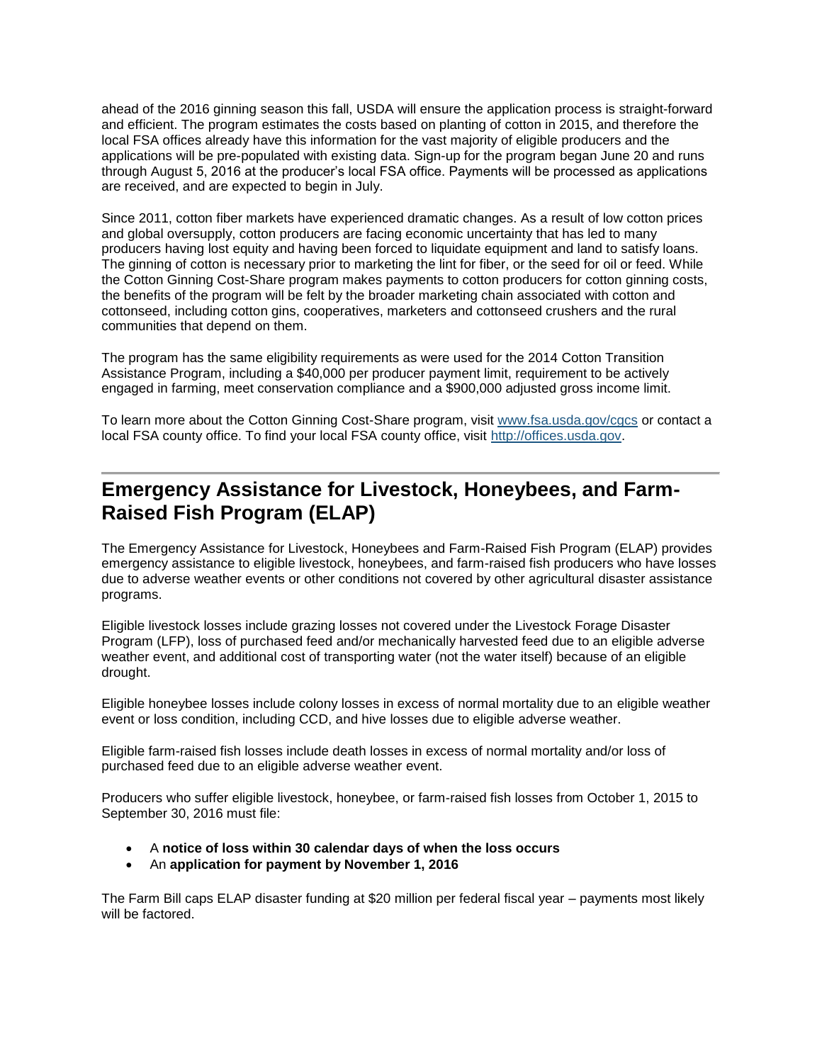ahead of the 2016 ginning season this fall, USDA will ensure the application process is straight-forward and efficient. The program estimates the costs based on planting of cotton in 2015, and therefore the local FSA offices already have this information for the vast majority of eligible producers and the applications will be pre-populated with existing data. Sign-up for the program began June 20 and runs through August 5, 2016 at the producer's local FSA office. Payments will be processed as applications are received, and are expected to begin in July.

Since 2011, cotton fiber markets have experienced dramatic changes. As a result of low cotton prices and global oversupply, cotton producers are facing economic uncertainty that has led to many producers having lost equity and having been forced to liquidate equipment and land to satisfy loans. The ginning of cotton is necessary prior to marketing the lint for fiber, or the seed for oil or feed. While the Cotton Ginning Cost-Share program makes payments to cotton producers for cotton ginning costs, the benefits of the program will be felt by the broader marketing chain associated with cotton and cottonseed, including cotton gins, cooperatives, marketers and cottonseed crushers and the rural communities that depend on them.

The program has the same eligibility requirements as were used for the 2014 Cotton Transition Assistance Program, including a $40,000 per producer payment limit, requirement to be actively engaged in farming, meet conservation compliance and a $900,000 adjusted gross income limit.

To learn more about the Cotton Ginning Cost-Share program, visit [www.fsa.usda.gov/cgcs](http://www.fsa.usda.gov/cgcs) or contact a local FSA county office. To find your local FSA county office, visit [http://offices.usda.gov](http://offices.usda.gov).

---

## Emergency Assistance for Livestock, Honeybees, and Farm-Raised Fish Program (ELAP)

The Emergency Assistance for Livestock, Honeybees and Farm-Raised Fish Program (ELAP) provides emergency assistance to eligible livestock, honeybees, and farm-raised fish producers who have losses due to adverse weather events or other conditions not covered by other agricultural disaster assistance programs.

Eligible livestock losses include grazing losses not covered under the Livestock Forage Disaster Program (LFP), loss of purchased feed and/or mechanically harvested feed due to an eligible adverse weather event, and additional cost of transporting water (not the water itself) because of an eligible drought.

Eligible honeybee losses include colony losses in excess of normal mortality due to an eligible weather event or loss condition, including CCD, and hive losses due to eligible adverse weather.

Eligible farm-raised fish losses include death losses in excess of normal mortality and/or loss of purchased feed due to an eligible adverse weather event.

Producers who suffer eligible livestock, honeybee, or farm-raised fish losses from October 1, 2015 to September 30, 2016 must file:

- A **notice of loss within 30 calendar days of when the loss occurs**
- An **application for payment by November 1, 2016**

The Farm Bill caps ELAP disaster funding at $20 million per federal fiscal year – payments most likely will be factored.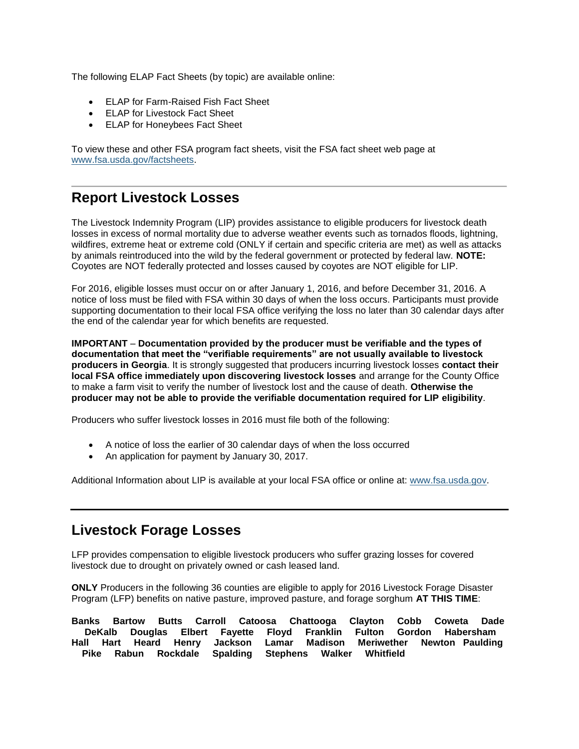The following ELAP Fact Sheets (by topic) are available online:

- ELAP for Farm-Raised Fish Fact Sheet
- ELAP for Livestock Fact Sheet
- ELAP for Honeybees Fact Sheet

To view these and other FSA program fact sheets, visit the FSA fact sheet web page at www.fsa.usda.gov/factsheets.

---

## Report Livestock Losses

The Livestock Indemnity Program (LIP) provides assistance to eligible producers for livestock death losses in excess of normal mortality due to adverse weather events such as tornados floods, lightning, wildfires, extreme heat or extreme cold (ONLY if certain and specific criteria are met) as well as attacks by animals reintroduced into the wild by the federal government or protected by federal law. **NOTE:** Coyotes are NOT federally protected and losses caused by coyotes are NOT eligible for LIP.

For 2016, eligible losses must occur on or after January 1, 2016, and before December 31, 2016. A notice of loss must be filed with FSA within 30 days of when the loss occurs. Participants must provide supporting documentation to their local FSA office verifying the loss no later than 30 calendar days after the end of the calendar year for which benefits are requested.

**IMPORTANT – Documentation provided by the producer must be verifiable and the types of documentation that meet the "verifiable requirements" are not usually available to livestock producers in Georgia**. It is strongly suggested that producers incurring livestock losses **contact their local FSA office immediately upon discovering livestock losses** and arrange for the County Office to make a farm visit to verify the number of livestock lost and the cause of death. **Otherwise the producer may not be able to provide the verifiable documentation required for LIP eligibility**.

Producers who suffer livestock losses in 2016 must file both of the following:

- A notice of loss the earlier of 30 calendar days of when the loss occurred
- An application for payment by January 30, 2017.

Additional Information about LIP is available at your local FSA office or online at: www.fsa.usda.gov.

---

## Livestock Forage Losses

LFP provides compensation to eligible livestock producers who suffer grazing losses for covered livestock due to drought on privately owned or cash leased land.

**ONLY** Producers in the following 36 counties are eligible to apply for 2016 Livestock Forage Disaster Program (LFP) benefits on native pasture, improved pasture, and forage sorghum **AT THIS TIME**:

**Banks Bartow Butts Carroll Catoosa Chattooga Clayton Cobb Coweta Dade DeKalb Douglas Elbert Fayette Floyd Franklin Fulton Gordon Habersham Hall Hart Heard Henry Jackson Lamar Madison Meriwether Newton Paulding Pike Rabun Rockdale Spalding Stephens Walker Whitfield**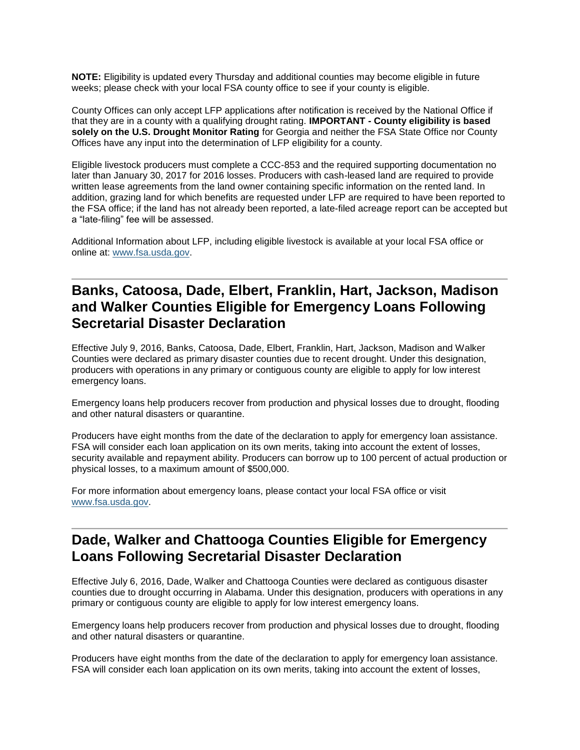**NOTE:** Eligibility is updated every Thursday and additional counties may become eligible in future weeks; please check with your local FSA county office to see if your county is eligible.

County Offices can only accept LFP applications after notification is received by the National Office if that they are in a county with a qualifying drought rating. **IMPORTANT - County eligibility is based solely on the U.S. Drought Monitor Rating** for Georgia and neither the FSA State Office nor County Offices have any input into the determination of LFP eligibility for a county.

Eligible livestock producers must complete a CCC-853 and the required supporting documentation no later than January 30, 2017 for 2016 losses. Producers with cash-leased land are required to provide written lease agreements from the land owner containing specific information on the rented land. In addition, grazing land for which benefits are requested under LFP are required to have been reported to the FSA office; if the land has not already been reported, a late-filed acreage report can be accepted but a "late-filing" fee will be assessed.

Additional Information about LFP, including eligible livestock is available at your local FSA office or online at: www.fsa.usda.gov.

## Banks, Catoosa, Dade, Elbert, Franklin, Hart, Jackson, Madison and Walker Counties Eligible for Emergency Loans Following Secretarial Disaster Declaration

Effective July 9, 2016, Banks, Catoosa, Dade, Elbert, Franklin, Hart, Jackson, Madison and Walker Counties were declared as primary disaster counties due to recent drought. Under this designation, producers with operations in any primary or contiguous county are eligible to apply for low interest emergency loans.

Emergency loans help producers recover from production and physical losses due to drought, flooding and other natural disasters or quarantine.

Producers have eight months from the date of the declaration to apply for emergency loan assistance. FSA will consider each loan application on its own merits, taking into account the extent of losses, security available and repayment ability. Producers can borrow up to 100 percent of actual production or physical losses, to a maximum amount of $500,000.

For more information about emergency loans, please contact your local FSA office or visit www.fsa.usda.gov.

## Dade, Walker and Chattooga Counties Eligible for Emergency Loans Following Secretarial Disaster Declaration

Effective July 6, 2016, Dade, Walker and Chattooga Counties were declared as contiguous disaster counties due to drought occurring in Alabama. Under this designation, producers with operations in any primary or contiguous county are eligible to apply for low interest emergency loans.

Emergency loans help producers recover from production and physical losses due to drought, flooding and other natural disasters or quarantine.

Producers have eight months from the date of the declaration to apply for emergency loan assistance. FSA will consider each loan application on its own merits, taking into account the extent of losses,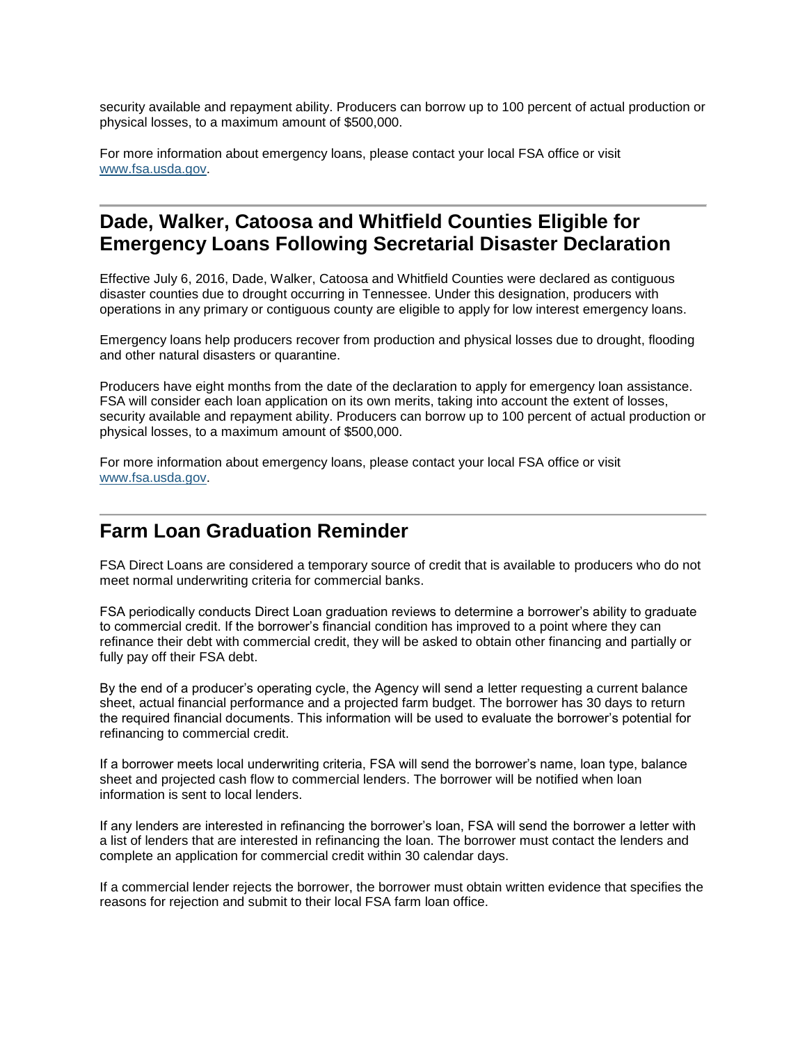security available and repayment ability. Producers can borrow up to 100 percent of actual production or physical losses, to a maximum amount of $500,000.

For more information about emergency loans, please contact your local FSA office or visit [www.fsa.usda.gov](http://www.fsa.usda.gov).

---

## Dade, Walker, Catoosa and Whitfield Counties Eligible for Emergency Loans Following Secretarial Disaster Declaration

Effective July 6, 2016, Dade, Walker, Catoosa and Whitfield Counties were declared as contiguous disaster counties due to drought occurring in Tennessee. Under this designation, producers with operations in any primary or contiguous county are eligible to apply for low interest emergency loans.

Emergency loans help producers recover from production and physical losses due to drought, flooding and other natural disasters or quarantine.

Producers have eight months from the date of the declaration to apply for emergency loan assistance. FSA will consider each loan application on its own merits, taking into account the extent of losses, security available and repayment ability. Producers can borrow up to 100 percent of actual production or physical losses, to a maximum amount of $500,000.

For more information about emergency loans, please contact your local FSA office or visit [www.fsa.usda.gov](http://www.fsa.usda.gov).

---

## Farm Loan Graduation Reminder

FSA Direct Loans are considered a temporary source of credit that is available to producers who do not meet normal underwriting criteria for commercial banks.

FSA periodically conducts Direct Loan graduation reviews to determine a borrower's ability to graduate to commercial credit. If the borrower's financial condition has improved to a point where they can refinance their debt with commercial credit, they will be asked to obtain other financing and partially or fully pay off their FSA debt.

By the end of a producer's operating cycle, the Agency will send a letter requesting a current balance sheet, actual financial performance and a projected farm budget. The borrower has 30 days to return the required financial documents. This information will be used to evaluate the borrower's potential for refinancing to commercial credit.

If a borrower meets local underwriting criteria, FSA will send the borrower's name, loan type, balance sheet and projected cash flow to commercial lenders. The borrower will be notified when loan information is sent to local lenders.

If any lenders are interested in refinancing the borrower's loan, FSA will send the borrower a letter with a list of lenders that are interested in refinancing the loan. The borrower must contact the lenders and complete an application for commercial credit within 30 calendar days.

If a commercial lender rejects the borrower, the borrower must obtain written evidence that specifies the reasons for rejection and submit to their local FSA farm loan office.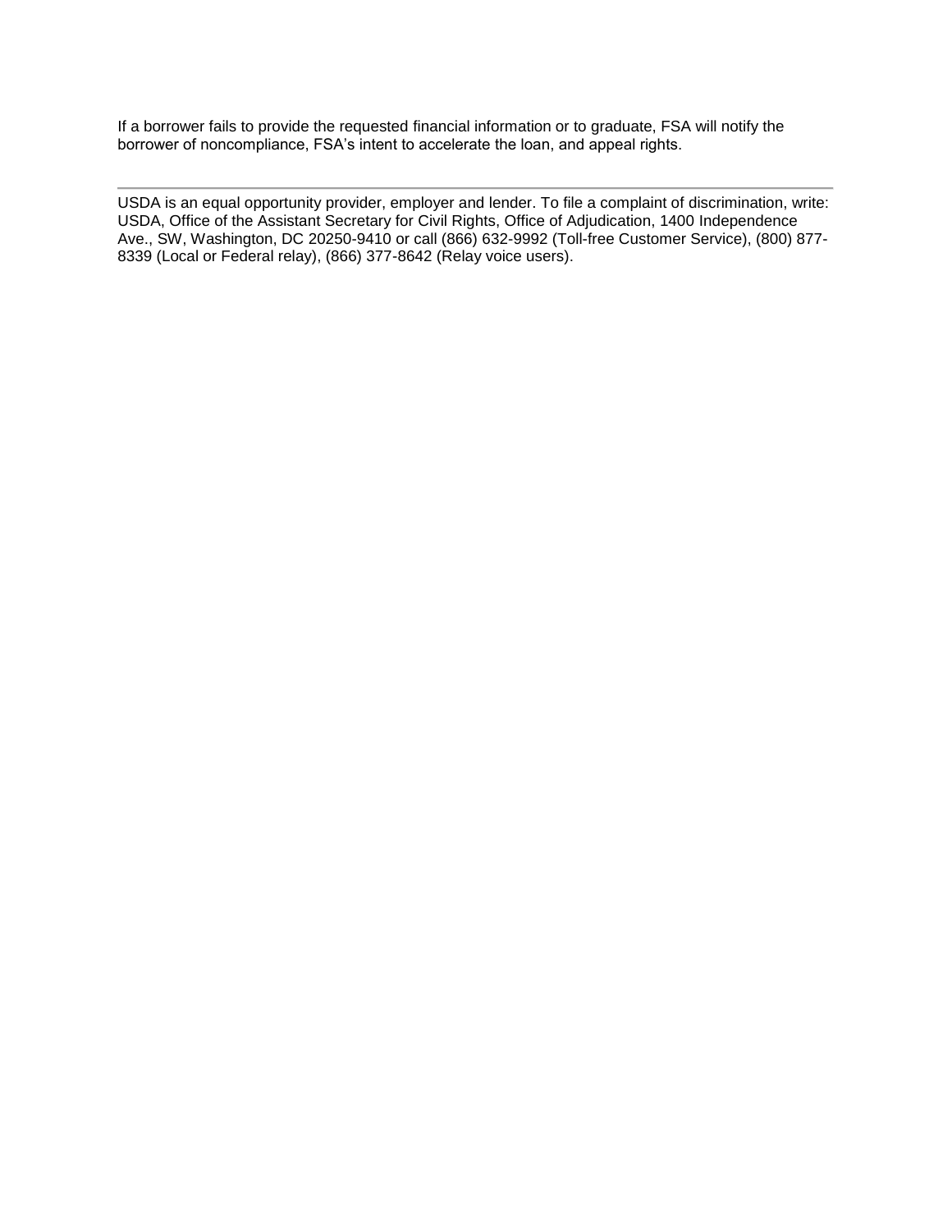If a borrower fails to provide the requested financial information or to graduate, FSA will notify the borrower of noncompliance, FSA's intent to accelerate the loan, and appeal rights.

---

USDA is an equal opportunity provider, employer and lender. To file a complaint of discrimination, write: USDA, Office of the Assistant Secretary for Civil Rights, Office of Adjudication, 1400 Independence Ave., SW, Washington, DC 20250-9410 or call (866) 632-9992 (Toll-free Customer Service), (800) 877-8339 (Local or Federal relay), (866) 377-8642 (Relay voice users).